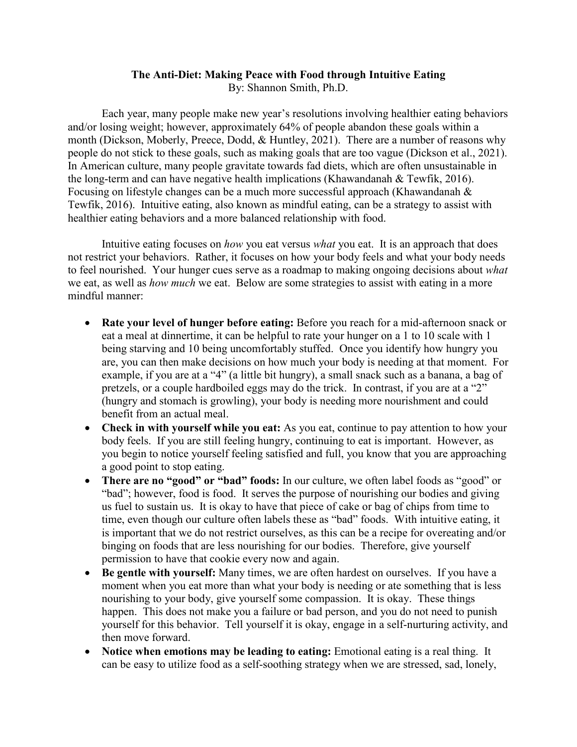# The Anti-Diet: Making Peace with Food through Intuitive Eating

By: Shannon Smith, Ph.D.

Each year, many people make new year's resolutions involving healthier eating behaviors and/or losing weight; however, approximately 64% of people abandon these goals within a month (Dickson, Moberly, Preece, Dodd, & Huntley, 2021). There are a number of reasons why people do not stick to these goals, such as making goals that are too vague (Dickson et al., 2021). In American culture, many people gravitate towards fad diets, which are often unsustainable in the long-term and can have negative health implications (Khawandanah & Tewfik, 2016). Focusing on lifestyle changes can be a much more successful approach (Khawandanah & Tewfik, 2016). Intuitive eating, also known as mindful eating, can be a strategy to assist with healthier eating behaviors and a more balanced relationship with food.

Intuitive eating focuses on *how* you eat versus *what* you eat. It is an approach that does not restrict your behaviors. Rather, it focuses on how your body feels and what your body needs to feel nourished. Your hunger cues serve as a roadmap to making ongoing decisions about *what* we eat, as well as *how much* we eat. Below are some strategies to assist with eating in a more mindful manner:

- **Rate your level of hunger before eating:** Before you reach for a mid-afternoon snack or eat a meal at dinnertime, it can be helpful to rate your hunger on a 1 to 10 scale with 1 being starving and 10 being uncomfortably stuffed. Once you identify how hungry you are, you can then make decisions on how much your body is needing at that moment. For example, if you are at a "4" (a little bit hungry), a small snack such as a banana, a bag of pretzels, or a couple hardboiled eggs may do the trick. In contrast, if you are at a "2" (hungry and stomach is growling), your body is needing more nourishment and could benefit from an actual meal.
- **Check in with yourself while you eat:** As you eat, continue to pay attention to how your body feels. If you are still feeling hungry, continuing to eat is important. However, as you begin to notice yourself feeling satisfied and full, you know that you are approaching a good point to stop eating.
- **There are no "good" or "bad" foods:** In our culture, we often label foods as "good" or "bad"; however, food is food. It serves the purpose of nourishing our bodies and giving us fuel to sustain us. It is okay to have that piece of cake or bag of chips from time to time, even though our culture often labels these as "bad" foods. With intuitive eating, it is important that we do not restrict ourselves, as this can be a recipe for overeating and/or binging on foods that are less nourishing for our bodies. Therefore, give yourself permission to have that cookie every now and again.
- **Be gentle with yourself:** Many times, we are often hardest on ourselves. If you have a moment when you eat more than what your body is needing or ate something that is less nourishing to your body, give yourself some compassion. It is okay. These things happen. This does not make you a failure or bad person, and you do not need to punish yourself for this behavior. Tell yourself it is okay, engage in a self-nurturing activity, and then move forward.
- **Notice when emotions may be leading to eating:** Emotional eating is a real thing. It can be easy to utilize food as a self-soothing strategy when we are stressed, sad, lonely,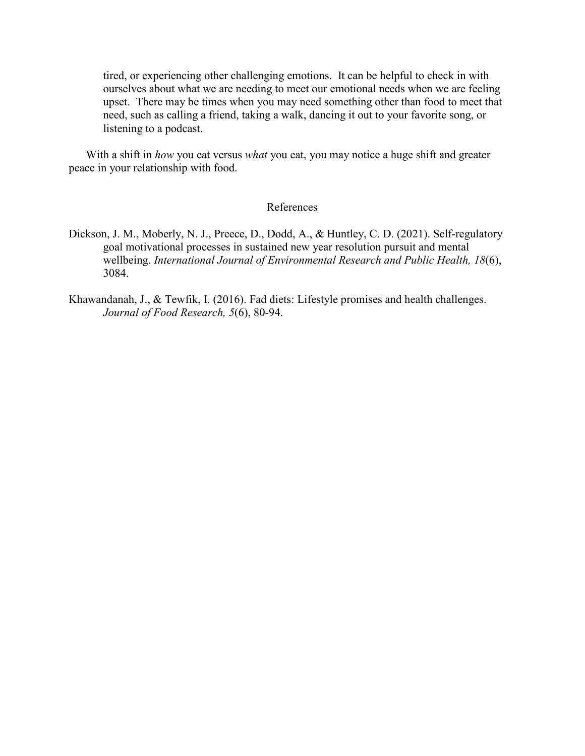tired, or experiencing other challenging emotions. It can be helpful to check in with ourselves about what we are needing to meet our emotional needs when we are feeling upset. There may be times when you may need something other than food to meet that need, such as calling a friend, taking a walk, dancing it out to your favorite song, or listening to a podcast.

With a shift in *how* you eat versus *what* you eat, you may notice a huge shift and greater peace in your relationship with food.

## References

Dickson, J. M., Moberly, N. J., Preece, D., Dodd, A., & Huntley, C. D. (2021). Self-regulatory goal motivational processes in sustained new year resolution pursuit and mental wellbeing. *International Journal of Environmental Research and Public Health, 18*(6), 3084.

Khawandanah, J., & Tewfik, I. (2016). Fad diets: Lifestyle promises and health challenges. *Journal of Food Research, 5*(6), 80-94.